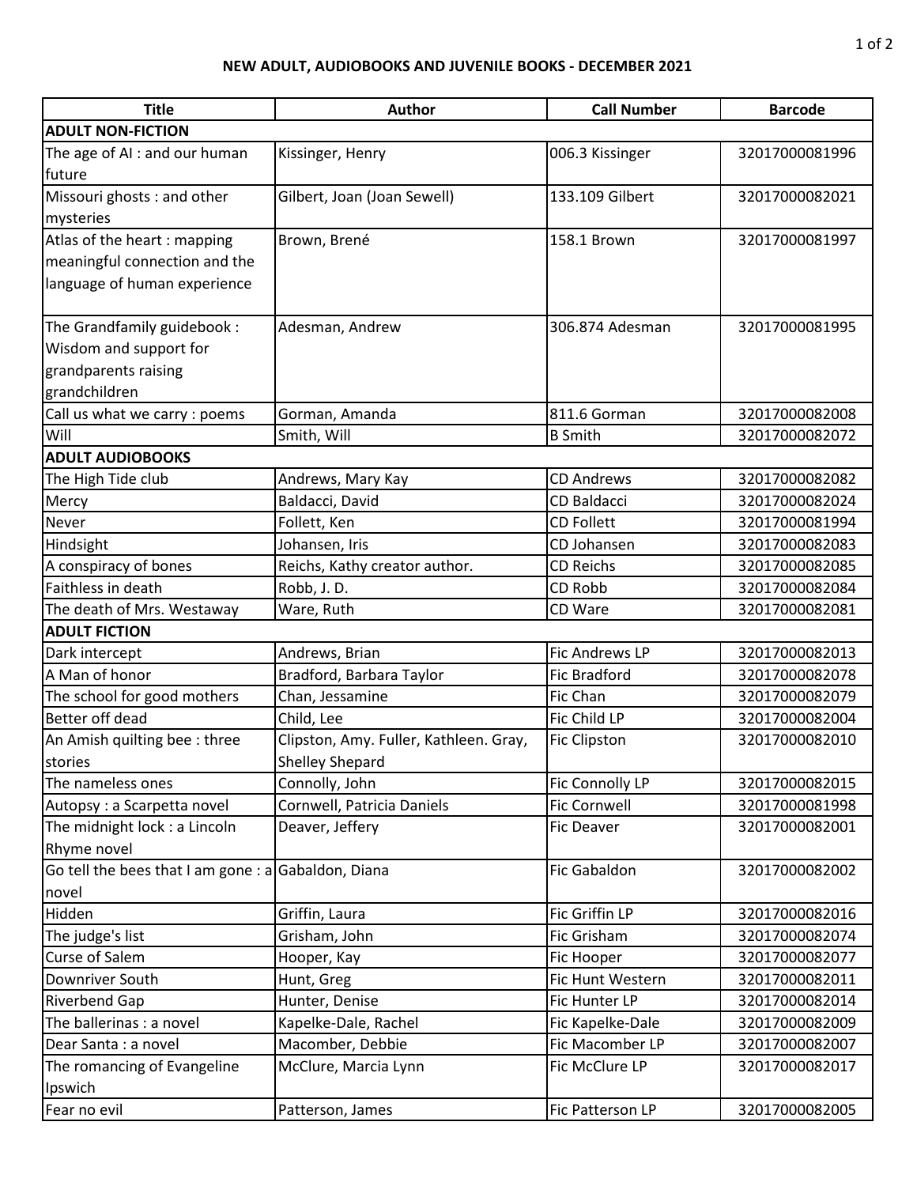# NEW ADULT, AUDIOBOOKS AND JUVENILE BOOKS - DECEMBER 2021

| Title | Author | Call Number | Barcode |
|---|---|---|---|
| **ADULT NON-FICTION** | | | |
| The age of AI : and our human future | Kissinger, Henry | 006.3 Kissinger | 32017000081996 |
| Missouri ghosts : and other mysteries | Gilbert, Joan (Joan Sewell) | 133.109 Gilbert | 32017000082021 |
| Atlas of the heart : mapping meaningful connection and the language of human experience | Brown, Brené | 158.1 Brown | 32017000081997 |
| The Grandfamily guidebook : Wisdom and support for grandparents raising grandchildren | Adesman, Andrew | 306.874 Adesman | 32017000081995 |
| Call us what we carry : poems | Gorman, Amanda | 811.6 Gorman | 32017000082008 |
| Will | Smith, Will | B Smith | 32017000082072 |
| **ADULT AUDIOBOOKS** | | | |
| The High Tide club | Andrews, Mary Kay | CD Andrews | 32017000082082 |
| Mercy | Baldacci, David | CD Baldacci | 32017000082024 |
| Never | Follett, Ken | CD Follett | 32017000081994 |
| Hindsight | Johansen, Iris | CD Johansen | 32017000082083 |
| A conspiracy of bones | Reichs, Kathy creator author. | CD Reichs | 32017000082085 |
| Faithless in death | Robb, J. D. | CD Robb | 32017000082084 |
| The death of Mrs. Westaway | Ware, Ruth | CD Ware | 32017000082081 |
| **ADULT FICTION** | | | |
| Dark intercept | Andrews, Brian | Fic Andrews LP | 32017000082013 |
| A Man of honor | Bradford, Barbara Taylor | Fic Bradford | 32017000082078 |
| The school for good mothers | Chan, Jessamine | Fic Chan | 32017000082079 |
| Better off dead | Child, Lee | Fic Child LP | 32017000082004 |
| An Amish quilting bee : three stories | Clipston, Amy. Fuller, Kathleen. Gray, Shelley Shepard | Fic Clipston | 32017000082010 |
| The nameless ones | Connolly, John | Fic Connolly LP | 32017000082015 |
| Autopsy : a Scarpetta novel | Cornwell, Patricia Daniels | Fic Cornwell | 32017000081998 |
| The midnight lock : a Lincoln Rhyme novel | Deaver, Jeffery | Fic Deaver | 32017000082001 |
| Go tell the bees that I am gone : a novel | Gabaldon, Diana | Fic Gabaldon | 32017000082002 |
| Hidden | Griffin, Laura | Fic Griffin LP | 32017000082016 |
| The judge's list | Grisham, John | Fic Grisham | 32017000082074 |
| Curse of Salem | Hooper, Kay | Fic Hooper | 32017000082077 |
| Downriver South | Hunt, Greg | Fic Hunt Western | 32017000082011 |
| Riverbend Gap | Hunter, Denise | Fic Hunter LP | 32017000082014 |
| The ballerinas : a novel | Kapelke-Dale, Rachel | Fic Kapelke-Dale | 32017000082009 |
| Dear Santa : a novel | Macomber, Debbie | Fic Macomber LP | 32017000082007 |
| The romancing of Evangeline Ipswich | McClure, Marcia Lynn | Fic McClure LP | 32017000082017 |
| Fear no evil | Patterson, James | Fic Patterson LP | 32017000082005 |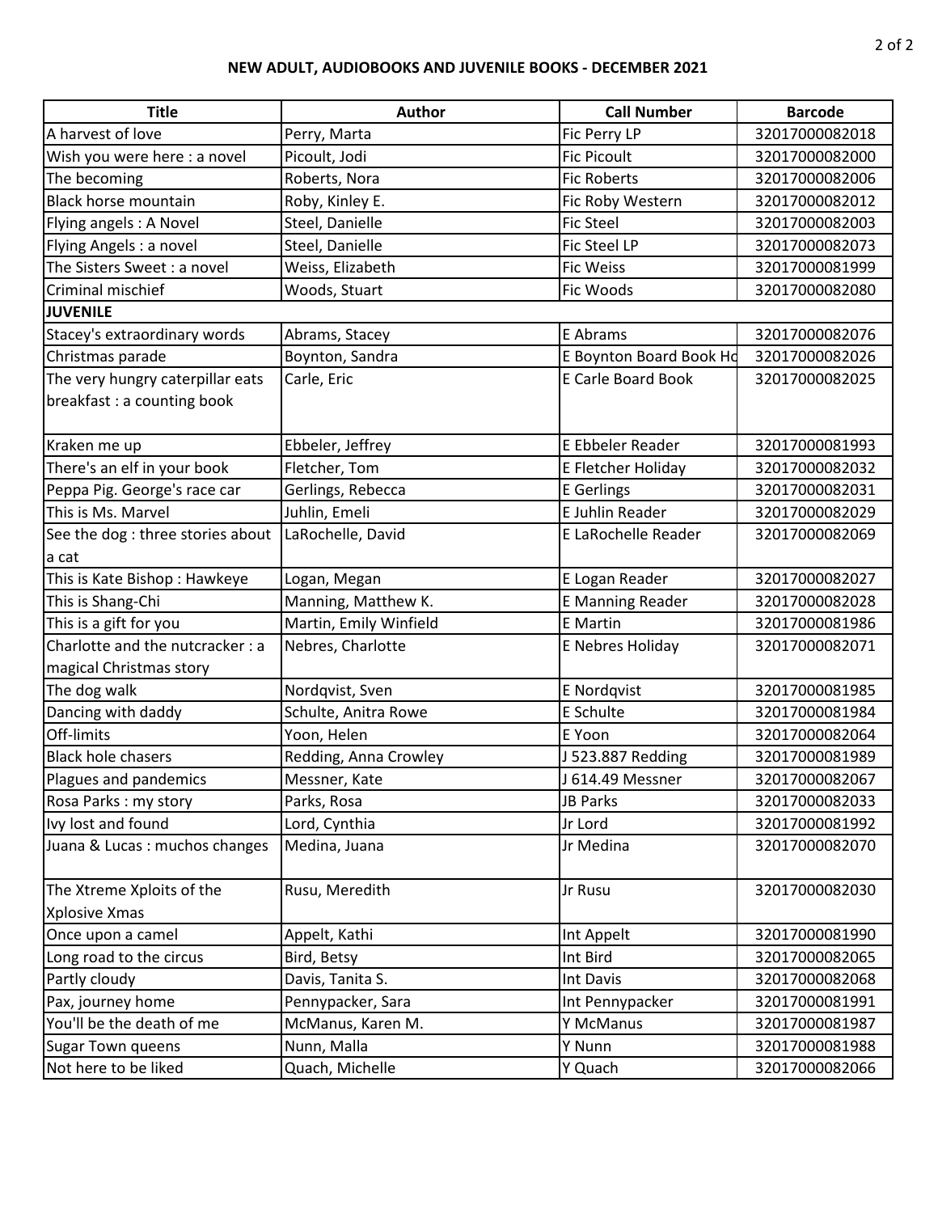## NEW ADULT, AUDIOBOOKS AND JUVENILE BOOKS - DECEMBER 2021

| Title | Author | Call Number | Barcode |
|---|---|---|---|
| A harvest of love | Perry, Marta | Fic Perry LP | 32017000082018 |
| Wish you were here : a novel | Picoult, Jodi | Fic Picoult | 32017000082000 |
| The becoming | Roberts, Nora | Fic Roberts | 32017000082006 |
| Black horse mountain | Roby, Kinley E. | Fic Roby Western | 32017000082012 |
| Flying angels : A Novel | Steel, Danielle | Fic Steel | 32017000082003 |
| Flying Angels : a novel | Steel, Danielle | Fic Steel LP | 32017000082073 |
| The Sisters Sweet : a novel | Weiss, Elizabeth | Fic Weiss | 32017000081999 |
| Criminal mischief | Woods, Stuart | Fic Woods | 32017000082080 |
| **JUVENILE** | | | |
| Stacey's extraordinary words | Abrams, Stacey | E Abrams | 32017000082076 |
| Christmas parade | Boynton, Sandra | E Boynton Board Book Ho | 32017000082026 |
| The very hungry caterpillar eats breakfast : a counting book | Carle, Eric | E Carle Board Book | 32017000082025 |
| Kraken me up | Ebbeler, Jeffrey | E Ebbeler Reader | 32017000081993 |
| There's an elf in your book | Fletcher, Tom | E Fletcher Holiday | 32017000082032 |
| Peppa Pig. George's race car | Gerlings, Rebecca | E Gerlings | 32017000082031 |
| This is Ms. Marvel | Juhlin, Emeli | E Juhlin Reader | 32017000082029 |
| See the dog : three stories about a cat | LaRochelle, David | E LaRochelle Reader | 32017000082069 |
| This is Kate Bishop : Hawkeye | Logan, Megan | E Logan Reader | 32017000082027 |
| This is Shang-Chi | Manning, Matthew K. | E Manning Reader | 32017000082028 |
| This is a gift for you | Martin, Emily Winfield | E Martin | 32017000081986 |
| Charlotte and the nutcracker : a magical Christmas story | Nebres, Charlotte | E Nebres Holiday | 32017000082071 |
| The dog walk | Nordqvist, Sven | E Nordqvist | 32017000081985 |
| Dancing with daddy | Schulte, Anitra Rowe | E Schulte | 32017000081984 |
| Off-limits | Yoon, Helen | E Yoon | 32017000082064 |
| Black hole chasers | Redding, Anna Crowley | J 523.887 Redding | 32017000081989 |
| Plagues and pandemics | Messner, Kate | J 614.49 Messner | 32017000082067 |
| Rosa Parks : my story | Parks, Rosa | JB Parks | 32017000082033 |
| Ivy lost and found | Lord, Cynthia | Jr Lord | 32017000081992 |
| Juana & Lucas : muchos changes | Medina, Juana | Jr Medina | 32017000082070 |
| The Xtreme Xploits of the Xplosive Xmas | Rusu, Meredith | Jr Rusu | 32017000082030 |
| Once upon a camel | Appelt, Kathi | Int Appelt | 32017000081990 |
| Long road to the circus | Bird, Betsy | Int Bird | 32017000082065 |
| Partly cloudy | Davis, Tanita S. | Int Davis | 32017000082068 |
| Pax, journey home | Pennypacker, Sara | Int Pennypacker | 32017000081991 |
| You'll be the death of me | McManus, Karen M. | Y McManus | 32017000081987 |
| Sugar Town queens | Nunn, Malla | Y Nunn | 32017000081988 |
| Not here to be liked | Quach, Michelle | Y Quach | 32017000082066 |